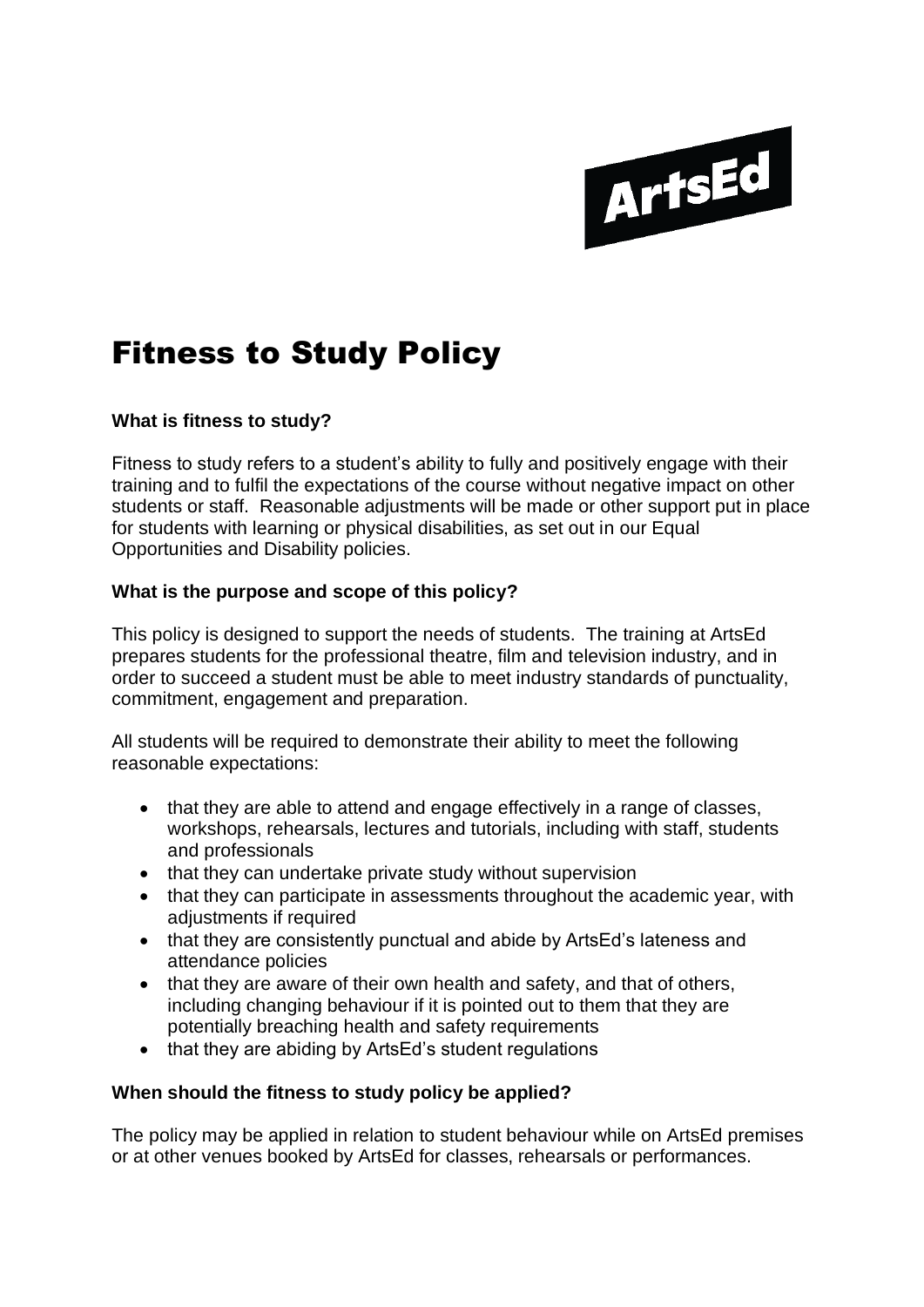ArtsEd

# Fitness to Study Policy

**What is fitness to study?**

Fitness to study refers to a student's ability to fully and positively engage with their training and to fulfil the expectations of the course without negative impact on other students or staff. Reasonable adjustments will be made or other support put in place for students with learning or physical disabilities, as set out in our Equal Opportunities and Disability policies.

**What is the purpose and scope of this policy?**

This policy is designed to support the needs of students. The training at ArtsEd prepares students for the professional theatre, film and television industry, and in order to succeed a student must be able to meet industry standards of punctuality, commitment, engagement and preparation.

All students will be required to demonstrate their ability to meet the following reasonable expectations:

- that they are able to attend and engage effectively in a range of classes, workshops, rehearsals, lectures and tutorials, including with staff, students and professionals
- that they can undertake private study without supervision
- that they can participate in assessments throughout the academic year, with adjustments if required
- that they are consistently punctual and abide by ArtsEd's lateness and attendance policies
- that they are aware of their own health and safety, and that of others, including changing behaviour if it is pointed out to them that they are potentially breaching health and safety requirements
- that they are abiding by ArtsEd's student regulations

**When should the fitness to study policy be applied?**

The policy may be applied in relation to student behaviour while on ArtsEd premises or at other venues booked by ArtsEd for classes, rehearsals or performances.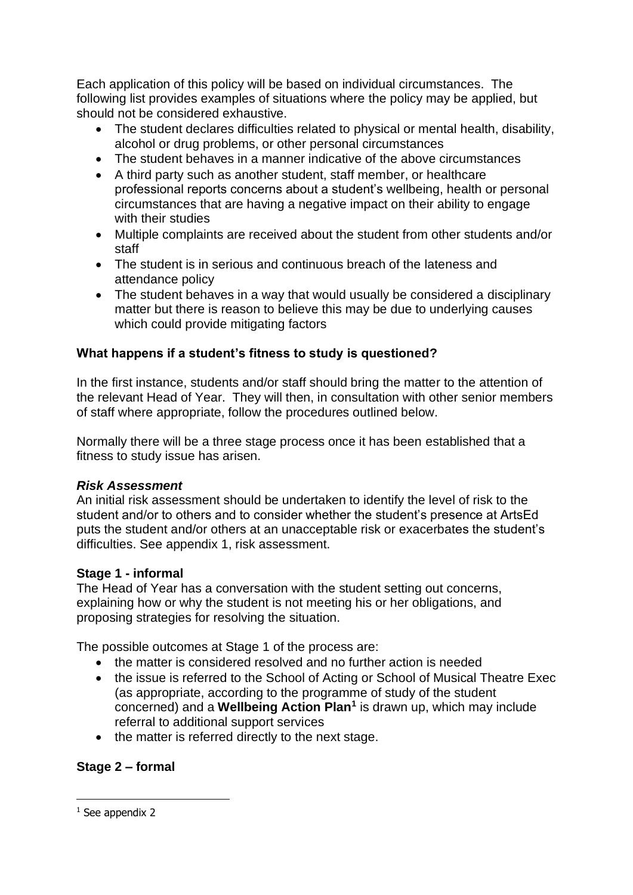Each application of this policy will be based on individual circumstances. The following list provides examples of situations where the policy may be applied, but should not be considered exhaustive.

- The student declares difficulties related to physical or mental health, disability, alcohol or drug problems, or other personal circumstances
- The student behaves in a manner indicative of the above circumstances
- A third party such as another student, staff member, or healthcare professional reports concerns about a student's wellbeing, health or personal circumstances that are having a negative impact on their ability to engage with their studies
- Multiple complaints are received about the student from other students and/or staff
- The student is in serious and continuous breach of the lateness and attendance policy
- The student behaves in a way that would usually be considered a disciplinary matter but there is reason to believe this may be due to underlying causes which could provide mitigating factors

### What happens if a student's fitness to study is questioned?

In the first instance, students and/or staff should bring the matter to the attention of the relevant Head of Year. They will then, in consultation with other senior members of staff where appropriate, follow the procedures outlined below.

Normally there will be a three stage process once it has been established that a fitness to study issue has arisen.

#### *Risk Assessment*

An initial risk assessment should be undertaken to identify the level of risk to the student and/or to others and to consider whether the student's presence at ArtsEd puts the student and/or others at an unacceptable risk or exacerbates the student's difficulties. See appendix 1, risk assessment.

#### Stage 1 - informal

The Head of Year has a conversation with the student setting out concerns, explaining how or why the student is not meeting his or her obligations, and proposing strategies for resolving the situation.

The possible outcomes at Stage 1 of the process are:

- the matter is considered resolved and no further action is needed
- the issue is referred to the School of Acting or School of Musical Theatre Exec (as appropriate, according to the programme of study of the student concerned) and a **Wellbeing Action Plan**[1] is drawn up, which may include referral to additional support services
- the matter is referred directly to the next stage.

#### Stage 2 – formal

[1] See appendix 2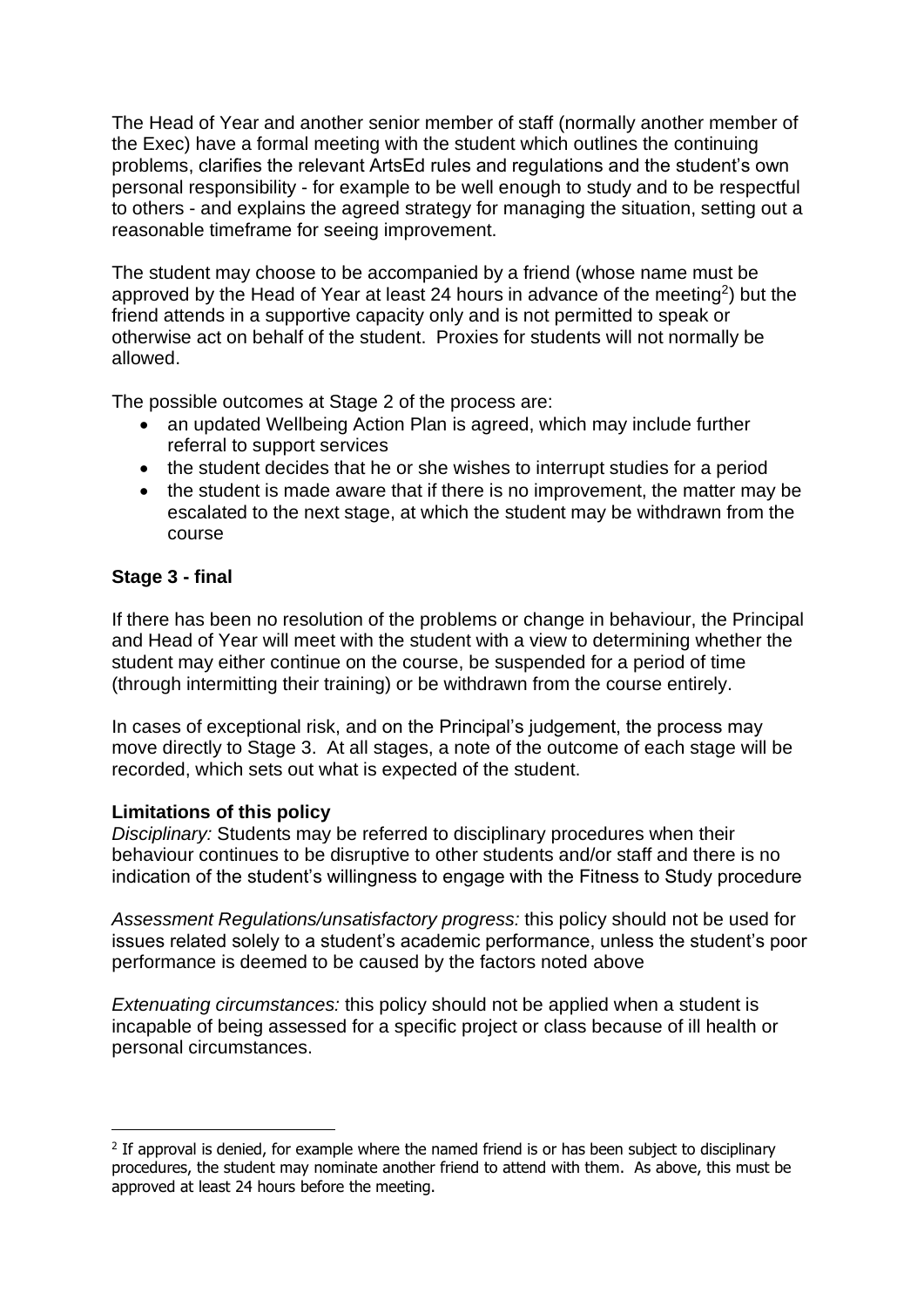The Head of Year and another senior member of staff (normally another member of the Exec) have a formal meeting with the student which outlines the continuing problems, clarifies the relevant ArtsEd rules and regulations and the student's own personal responsibility - for example to be well enough to study and to be respectful to others - and explains the agreed strategy for managing the situation, setting out a reasonable timeframe for seeing improvement.

The student may choose to be accompanied by a friend (whose name must be approved by the Head of Year at least 24 hours in advance of the meeting[2]) but the friend attends in a supportive capacity only and is not permitted to speak or otherwise act on behalf of the student. Proxies for students will not normally be allowed.

The possible outcomes at Stage 2 of the process are:

- an updated Wellbeing Action Plan is agreed, which may include further referral to support services
- the student decides that he or she wishes to interrupt studies for a period
- the student is made aware that if there is no improvement, the matter may be escalated to the next stage, at which the student may be withdrawn from the course

**Stage 3 - final**

If there has been no resolution of the problems or change in behaviour, the Principal and Head of Year will meet with the student with a view to determining whether the student may either continue on the course, be suspended for a period of time (through intermitting their training) or be withdrawn from the course entirely.

In cases of exceptional risk, and on the Principal's judgement, the process may move directly to Stage 3. At all stages, a note of the outcome of each stage will be recorded, which sets out what is expected of the student.

**Limitations of this policy**

*Disciplinary:* Students may be referred to disciplinary procedures when their behaviour continues to be disruptive to other students and/or staff and there is no indication of the student's willingness to engage with the Fitness to Study procedure

*Assessment Regulations/unsatisfactory progress:* this policy should not be used for issues related solely to a student's academic performance, unless the student's poor performance is deemed to be caused by the factors noted above

*Extenuating circumstances:* this policy should not be applied when a student is incapable of being assessed for a specific project or class because of ill health or personal circumstances.

---

[2] If approval is denied, for example where the named friend is or has been subject to disciplinary procedures, the student may nominate another friend to attend with them. As above, this must be approved at least 24 hours before the meeting.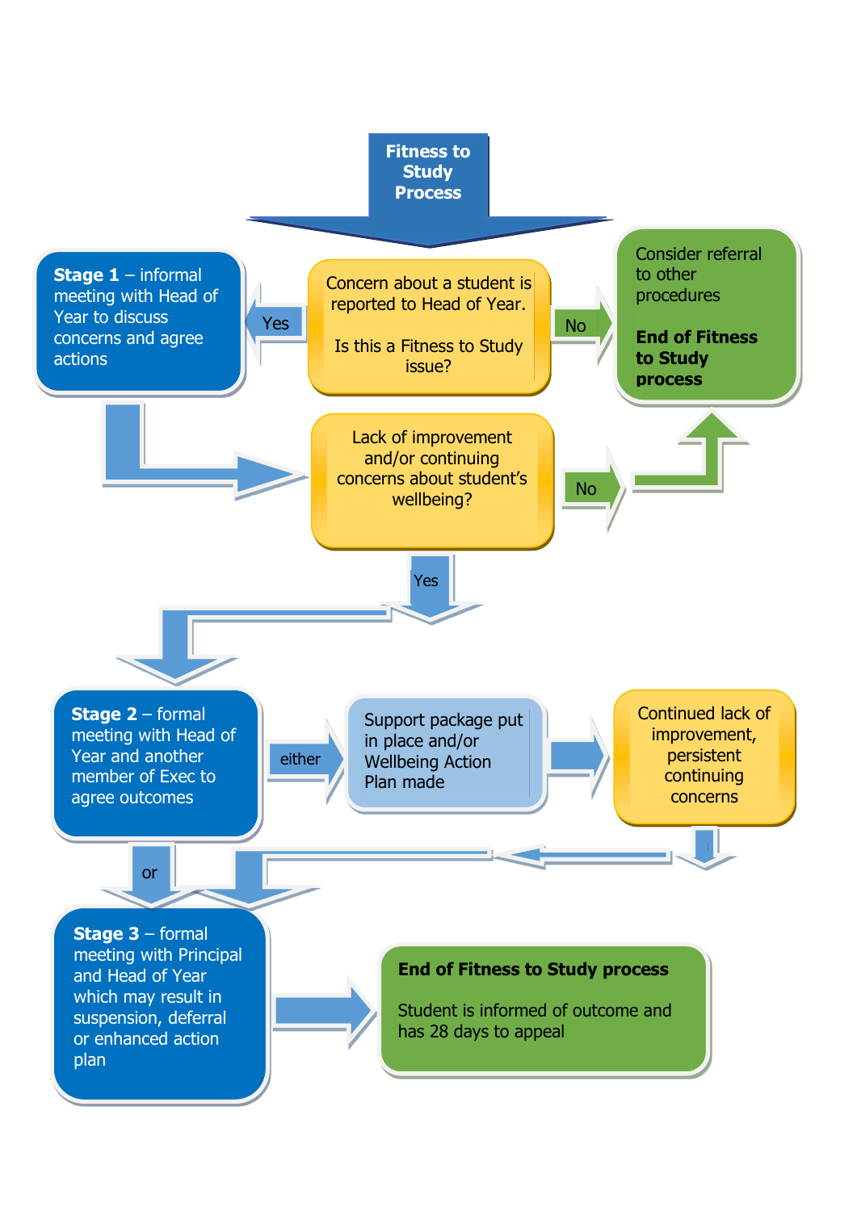# Fitness to Study Process

Concern about a student is reported to Head of Year.

Is this a Fitness to Study issue?

- **Yes** → **Stage 1** – informal meeting with Head of Year to discuss concerns and agree actions
- **No** → Consider referral to other procedures. **End of Fitness to Study process**

Lack of improvement and/or continuing concerns about student's wellbeing?

- **No** → Consider referral to other procedures. **End of Fitness to Study process**
- **Yes** → **Stage 2** – formal meeting with Head of Year and another member of Exec to agree outcomes

**Stage 2** outcomes:

- **either** → Support package put in place and/or Wellbeing Action Plan made → Continued lack of improvement, persistent continuing concerns → **Stage 3**
- **or** → **Stage 3**

**Stage 3** – formal meeting with Principal and Head of Year which may result in suspension, deferral or enhanced action plan

→ **End of Fitness to Study process**

Student is informed of outcome and has 28 days to appeal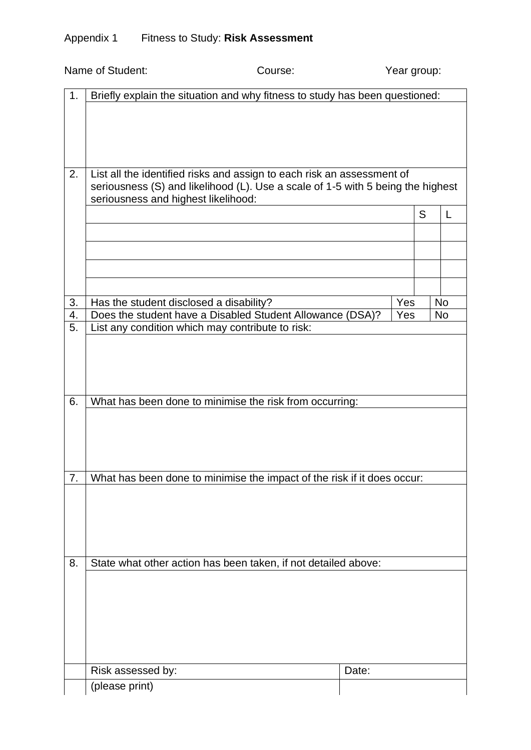Appendix 1 Fitness to Study: **Risk Assessment**

Name of Student: Course: Year group:

| | | | |
|---|---|---|---|
| 1. | Briefly explain the situation and why fitness to study has been questioned: | | |
| | | | |
| 2. | List all the identified risks and assign to each risk an assessment of seriousness (S) and likelihood (L). Use a scale of 1-5 with 5 being the highest seriousness and highest likelihood: | | |
| | | S | L |
| | | | |
| | | | |
| | | | |
| | | | |
| 3. | Has the student disclosed a disability? | Yes | No |
| 4. | Does the student have a Disabled Student Allowance (DSA)? | Yes | No |
| 5. | List any condition which may contribute to risk: | | |
| | | | |
| 6. | What has been done to minimise the risk from occurring: | | |
| | | | |
| 7. | What has been done to minimise the impact of the risk if it does occur: | | |
| | | | |
| 8. | State what other action has been taken, if not detailed above: | | |
| | | | |
| | Risk assessed by: | Date: | |
| | (please print) | | |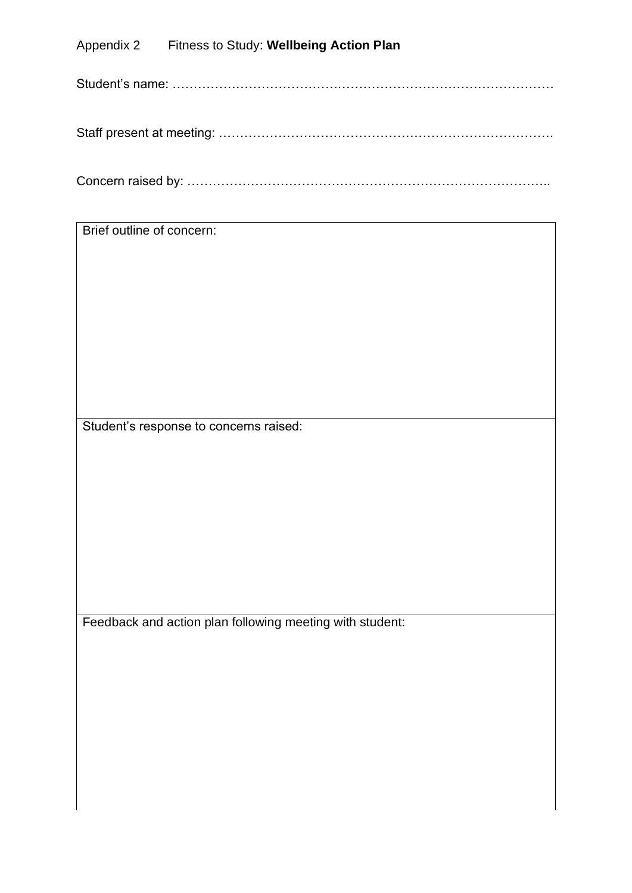Appendix 2 Fitness to Study: **Wellbeing Action Plan**

Student's name: ……………………………….……………………………………………

Staff present at meeting: ……………………………………………………………………

Concern raised by: ………………………………………………………………………..

| Brief outline of concern: |
|---|
| Student's response to concerns raised: |
| Feedback and action plan following meeting with student: |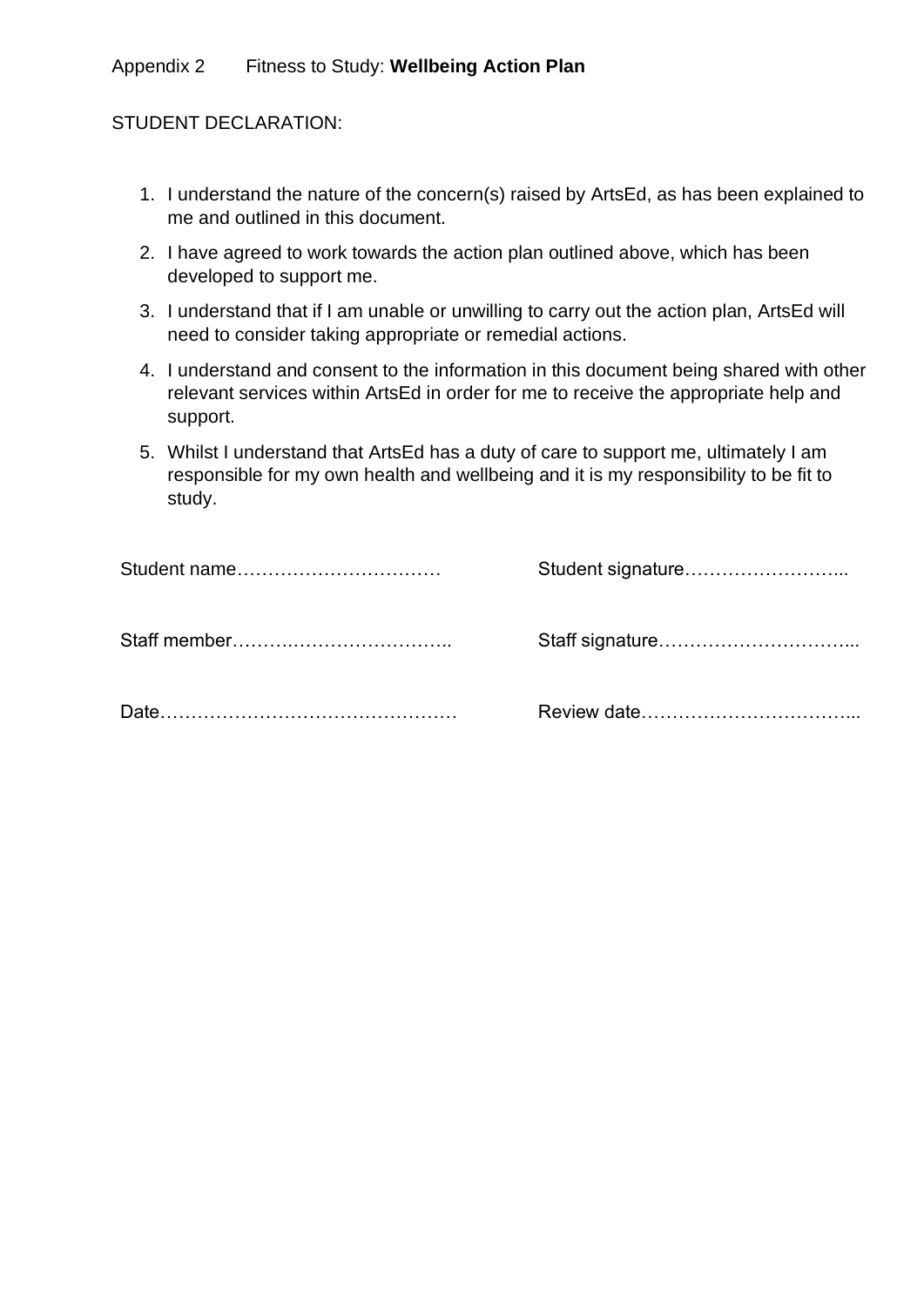Appendix 2 Fitness to Study: **Wellbeing Action Plan**

STUDENT DECLARATION:

1. I understand the nature of the concern(s) raised by ArtsEd, as has been explained to me and outlined in this document.
2. I have agreed to work towards the action plan outlined above, which has been developed to support me.
3. I understand that if I am unable or unwilling to carry out the action plan, ArtsEd will need to consider taking appropriate or remedial actions.
4. I understand and consent to the information in this document being shared with other relevant services within ArtsEd in order for me to receive the appropriate help and support.
5. Whilst I understand that ArtsEd has a duty of care to support me, ultimately I am responsible for my own health and wellbeing and it is my responsibility to be fit to study.

Student name…………………………… Student signature……………………...

Staff member……….…………………….. Staff signature…………………………...

Date………………………………………… Review date……………………………...